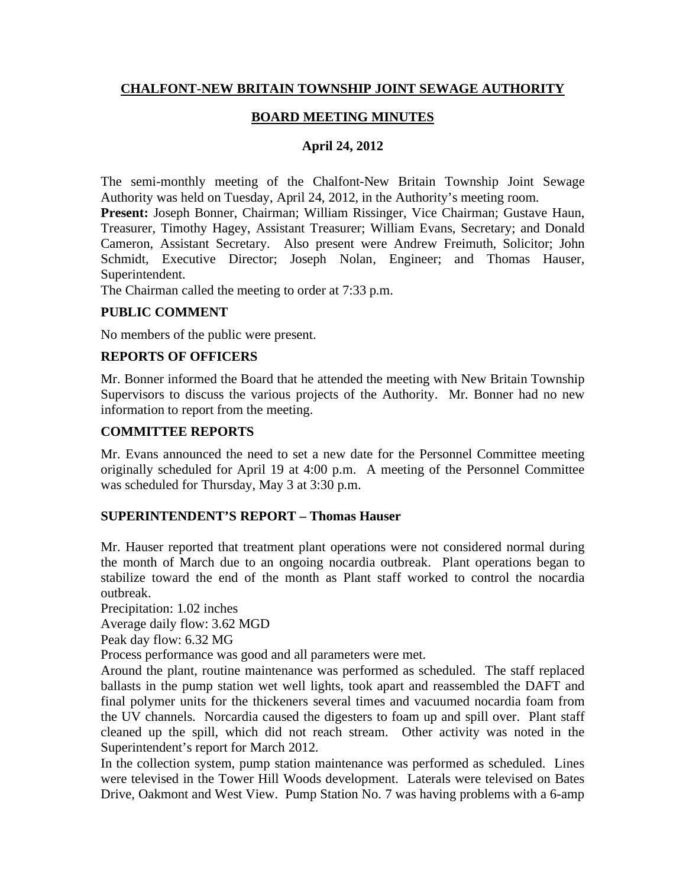## CHALFONT-NEW BRITAIN TOWNSHIP JOINT SEWAGE AUTHORITY

## BOARD MEETING MINUTES

### April 24, 2012

The semi-monthly meeting of the Chalfont-New Britain Township Joint Sewage Authority was held on Tuesday, April 24, 2012, in the Authority's meeting room.

**Present:** Joseph Bonner, Chairman; William Rissinger, Vice Chairman; Gustave Haun, Treasurer, Timothy Hagey, Assistant Treasurer; William Evans, Secretary; and Donald Cameron, Assistant Secretary. Also present were Andrew Freimuth, Solicitor; John Schmidt, Executive Director; Joseph Nolan, Engineer; and Thomas Hauser, Superintendent.

The Chairman called the meeting to order at 7:33 p.m.

### PUBLIC COMMENT

No members of the public were present.

### REPORTS OF OFFICERS

Mr. Bonner informed the Board that he attended the meeting with New Britain Township Supervisors to discuss the various projects of the Authority. Mr. Bonner had no new information to report from the meeting.

### COMMITTEE REPORTS

Mr. Evans announced the need to set a new date for the Personnel Committee meeting originally scheduled for April 19 at 4:00 p.m. A meeting of the Personnel Committee was scheduled for Thursday, May 3 at 3:30 p.m.

### SUPERINTENDENT'S REPORT – Thomas Hauser

Mr. Hauser reported that treatment plant operations were not considered normal during the month of March due to an ongoing nocardia outbreak. Plant operations began to stabilize toward the end of the month as Plant staff worked to control the nocardia outbreak.

Precipitation: 1.02 inches
Average daily flow: 3.62 MGD
Peak day flow: 6.32 MG
Process performance was good and all parameters were met.

Around the plant, routine maintenance was performed as scheduled. The staff replaced ballasts in the pump station wet well lights, took apart and reassembled the DAFT and final polymer units for the thickeners several times and vacuumed nocardia foam from the UV channels. Norcardia caused the digesters to foam up and spill over. Plant staff cleaned up the spill, which did not reach stream. Other activity was noted in the Superintendent's report for March 2012.

In the collection system, pump station maintenance was performed as scheduled. Lines were televised in the Tower Hill Woods development. Laterals were televised on Bates Drive, Oakmont and West View. Pump Station No. 7 was having problems with a 6-amp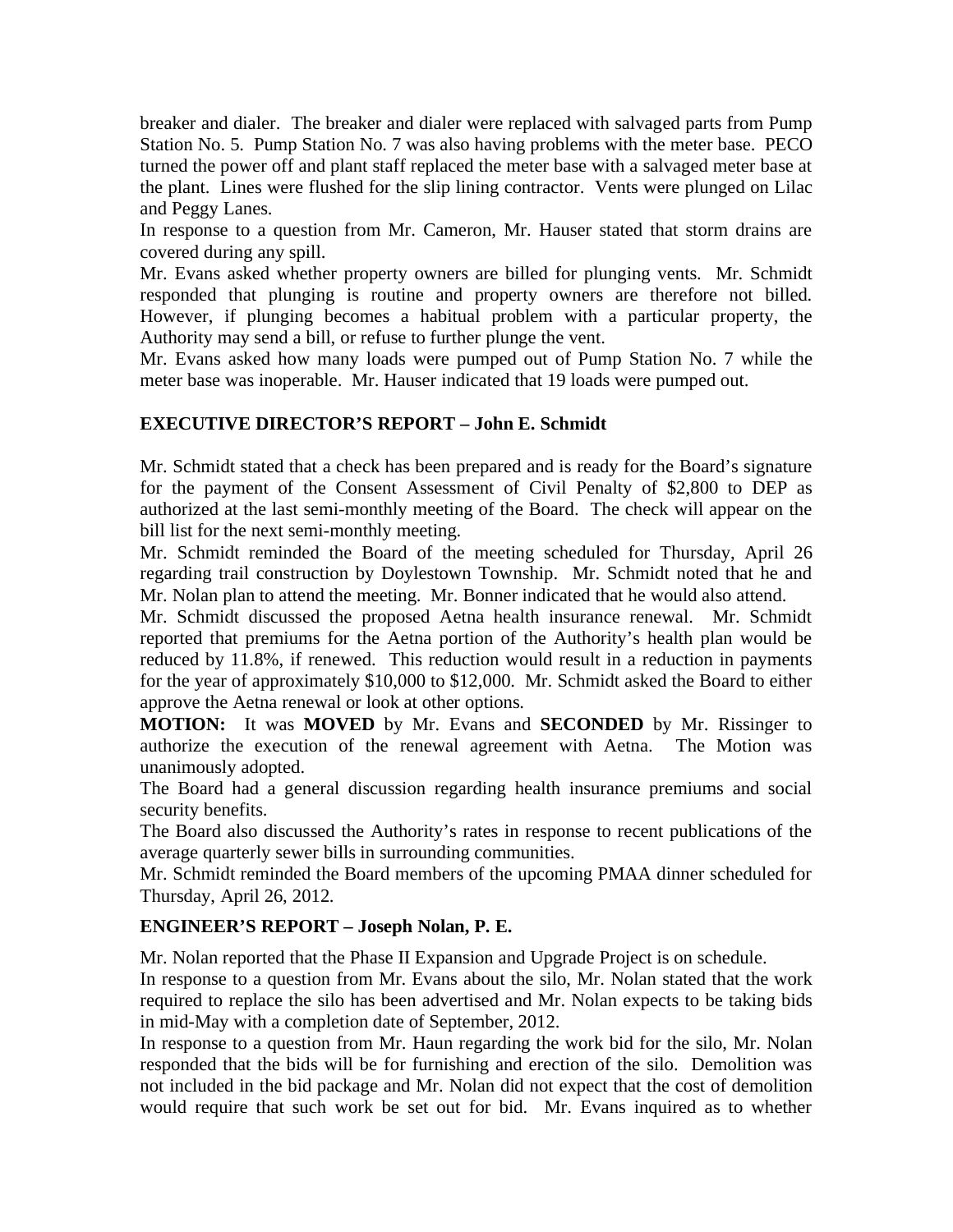breaker and dialer. The breaker and dialer were replaced with salvaged parts from Pump Station No. 5. Pump Station No. 7 was also having problems with the meter base. PECO turned the power off and plant staff replaced the meter base with a salvaged meter base at the plant. Lines were flushed for the slip lining contractor. Vents were plunged on Lilac and Peggy Lanes.

In response to a question from Mr. Cameron, Mr. Hauser stated that storm drains are covered during any spill.

Mr. Evans asked whether property owners are billed for plunging vents. Mr. Schmidt responded that plunging is routine and property owners are therefore not billed. However, if plunging becomes a habitual problem with a particular property, the Authority may send a bill, or refuse to further plunge the vent.

Mr. Evans asked how many loads were pumped out of Pump Station No. 7 while the meter base was inoperable. Mr. Hauser indicated that 19 loads were pumped out.

## EXECUTIVE DIRECTOR'S REPORT – John E. Schmidt

Mr. Schmidt stated that a check has been prepared and is ready for the Board's signature for the payment of the Consent Assessment of Civil Penalty of $2,800 to DEP as authorized at the last semi-monthly meeting of the Board. The check will appear on the bill list for the next semi-monthly meeting.

Mr. Schmidt reminded the Board of the meeting scheduled for Thursday, April 26 regarding trail construction by Doylestown Township. Mr. Schmidt noted that he and Mr. Nolan plan to attend the meeting. Mr. Bonner indicated that he would also attend.

Mr. Schmidt discussed the proposed Aetna health insurance renewal. Mr. Schmidt reported that premiums for the Aetna portion of the Authority's health plan would be reduced by 11.8%, if renewed. This reduction would result in a reduction in payments for the year of approximately $10,000 to $12,000. Mr. Schmidt asked the Board to either approve the Aetna renewal or look at other options.

**MOTION:** It was **MOVED** by Mr. Evans and **SECONDED** by Mr. Rissinger to authorize the execution of the renewal agreement with Aetna. The Motion was unanimously adopted.

The Board had a general discussion regarding health insurance premiums and social security benefits.

The Board also discussed the Authority's rates in response to recent publications of the average quarterly sewer bills in surrounding communities.

Mr. Schmidt reminded the Board members of the upcoming PMAA dinner scheduled for Thursday, April 26, 2012.

## ENGINEER'S REPORT – Joseph Nolan, P. E.

Mr. Nolan reported that the Phase II Expansion and Upgrade Project is on schedule.

In response to a question from Mr. Evans about the silo, Mr. Nolan stated that the work required to replace the silo has been advertised and Mr. Nolan expects to be taking bids in mid-May with a completion date of September, 2012.

In response to a question from Mr. Haun regarding the work bid for the silo, Mr. Nolan responded that the bids will be for furnishing and erection of the silo. Demolition was not included in the bid package and Mr. Nolan did not expect that the cost of demolition would require that such work be set out for bid. Mr. Evans inquired as to whether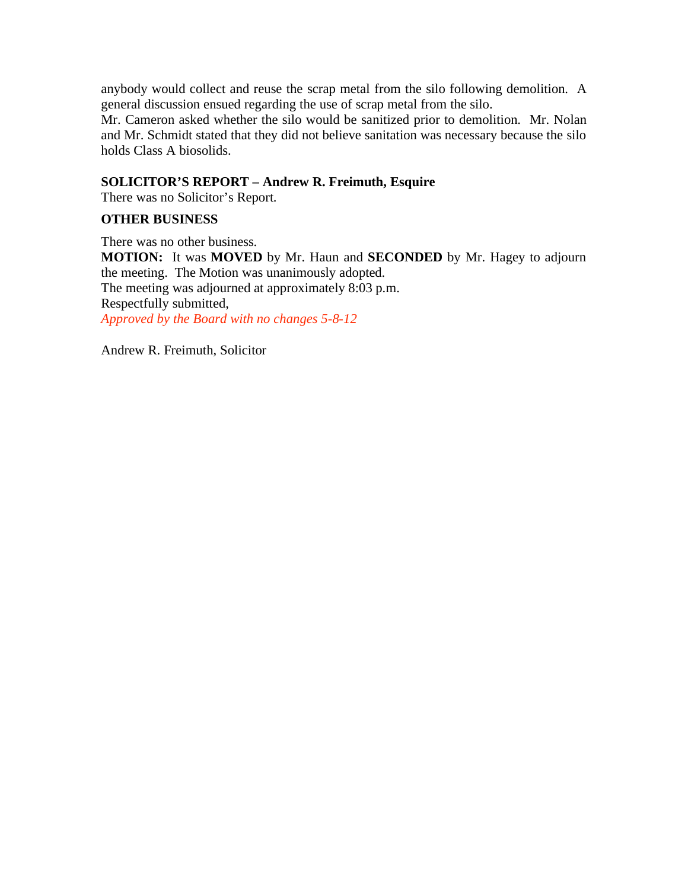anybody would collect and reuse the scrap metal from the silo following demolition. A general discussion ensued regarding the use of scrap metal from the silo.

Mr. Cameron asked whether the silo would be sanitized prior to demolition. Mr. Nolan and Mr. Schmidt stated that they did not believe sanitation was necessary because the silo holds Class A biosolids.

**SOLICITOR'S REPORT – Andrew R. Freimuth, Esquire**

There was no Solicitor's Report.

**OTHER BUSINESS**

There was no other business.

**MOTION:** It was **MOVED** by Mr. Haun and **SECONDED** by Mr. Hagey to adjourn the meeting. The Motion was unanimously adopted.

The meeting was adjourned at approximately 8:03 p.m.

Respectfully submitted,

*Approved by the Board with no changes 5-8-12*

Andrew R. Freimuth, Solicitor